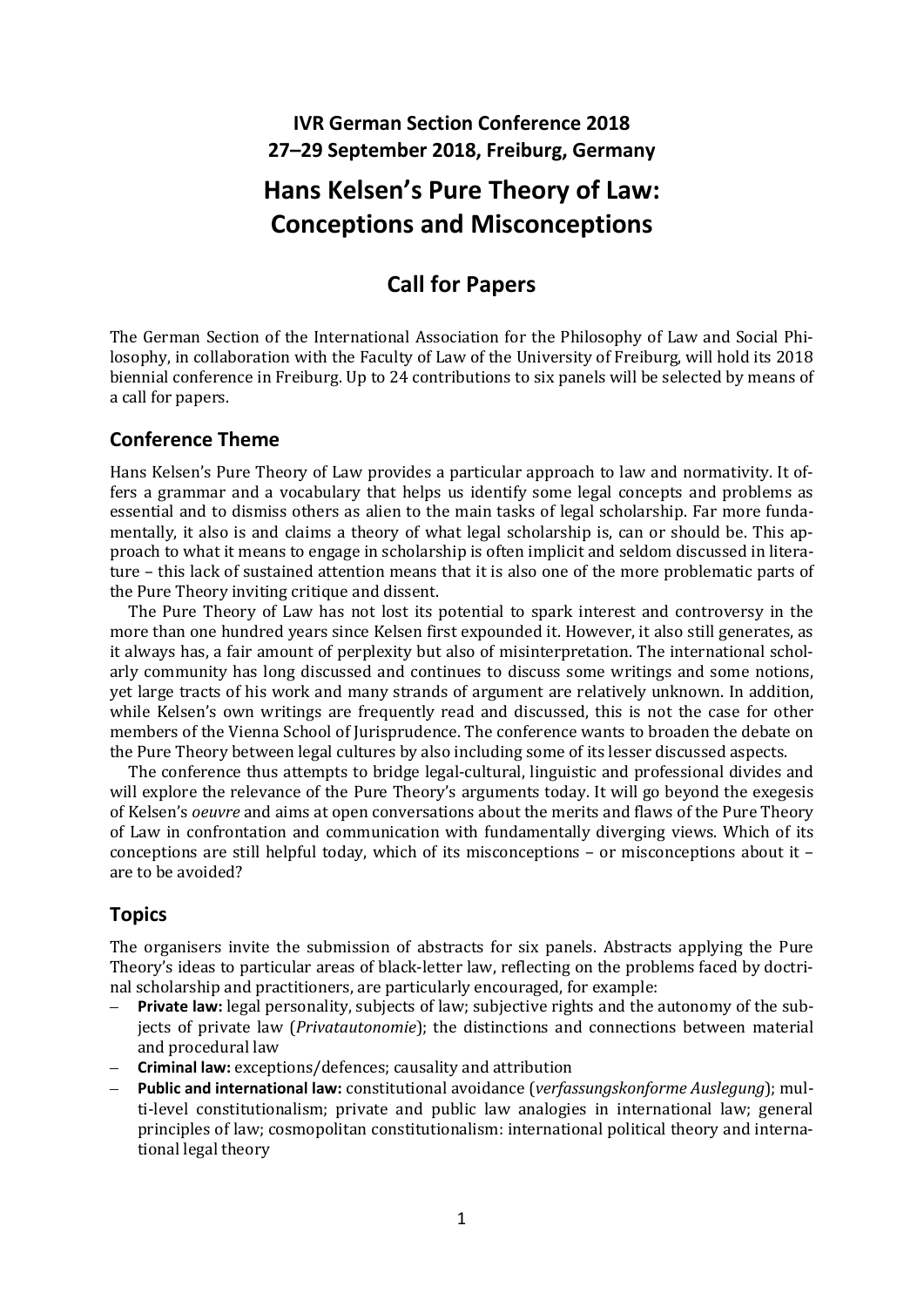**IVR German Section Conference 2018**
**27–29 September 2018, Freiburg, Germany**

# Hans Kelsen's Pure Theory of Law: Conceptions and Misconceptions

## Call for Papers

The German Section of the International Association for the Philosophy of Law and Social Philosophy, in collaboration with the Faculty of Law of the University of Freiburg, will hold its 2018 biennial conference in Freiburg. Up to 24 contributions to six panels will be selected by means of a call for papers.

### Conference Theme

Hans Kelsen's Pure Theory of Law provides a particular approach to law and normativity. It offers a grammar and a vocabulary that helps us identify some legal concepts and problems as essential and to dismiss others as alien to the main tasks of legal scholarship. Far more fundamentally, it also is and claims a theory of what legal scholarship is, can or should be. This approach to what it means to engage in scholarship is often implicit and seldom discussed in literature – this lack of sustained attention means that it is also one of the more problematic parts of the Pure Theory inviting critique and dissent.

The Pure Theory of Law has not lost its potential to spark interest and controversy in the more than one hundred years since Kelsen first expounded it. However, it also still generates, as it always has, a fair amount of perplexity but also of misinterpretation. The international scholarly community has long discussed and continues to discuss some writings and some notions, yet large tracts of his work and many strands of argument are relatively unknown. In addition, while Kelsen's own writings are frequently read and discussed, this is not the case for other members of the Vienna School of Jurisprudence. The conference wants to broaden the debate on the Pure Theory between legal cultures by also including some of its lesser discussed aspects.

The conference thus attempts to bridge legal-cultural, linguistic and professional divides and will explore the relevance of the Pure Theory's arguments today. It will go beyond the exegesis of Kelsen's *oeuvre* and aims at open conversations about the merits and flaws of the Pure Theory of Law in confrontation and communication with fundamentally diverging views. Which of its conceptions are still helpful today, which of its misconceptions – or misconceptions about it – are to be avoided?

### Topics

The organisers invite the submission of abstracts for six panels. Abstracts applying the Pure Theory's ideas to particular areas of black-letter law, reflecting on the problems faced by doctrinal scholarship and practitioners, are particularly encouraged, for example:

- **Private law:** legal personality, subjects of law; subjective rights and the autonomy of the subjects of private law (*Privatautonomie*); the distinctions and connections between material and procedural law
- **Criminal law:** exceptions/defences; causality and attribution
- **Public and international law:** constitutional avoidance (*verfassungskonforme Auslegung*); multi-level constitutionalism; private and public law analogies in international law; general principles of law; cosmopolitan constitutionalism: international political theory and international legal theory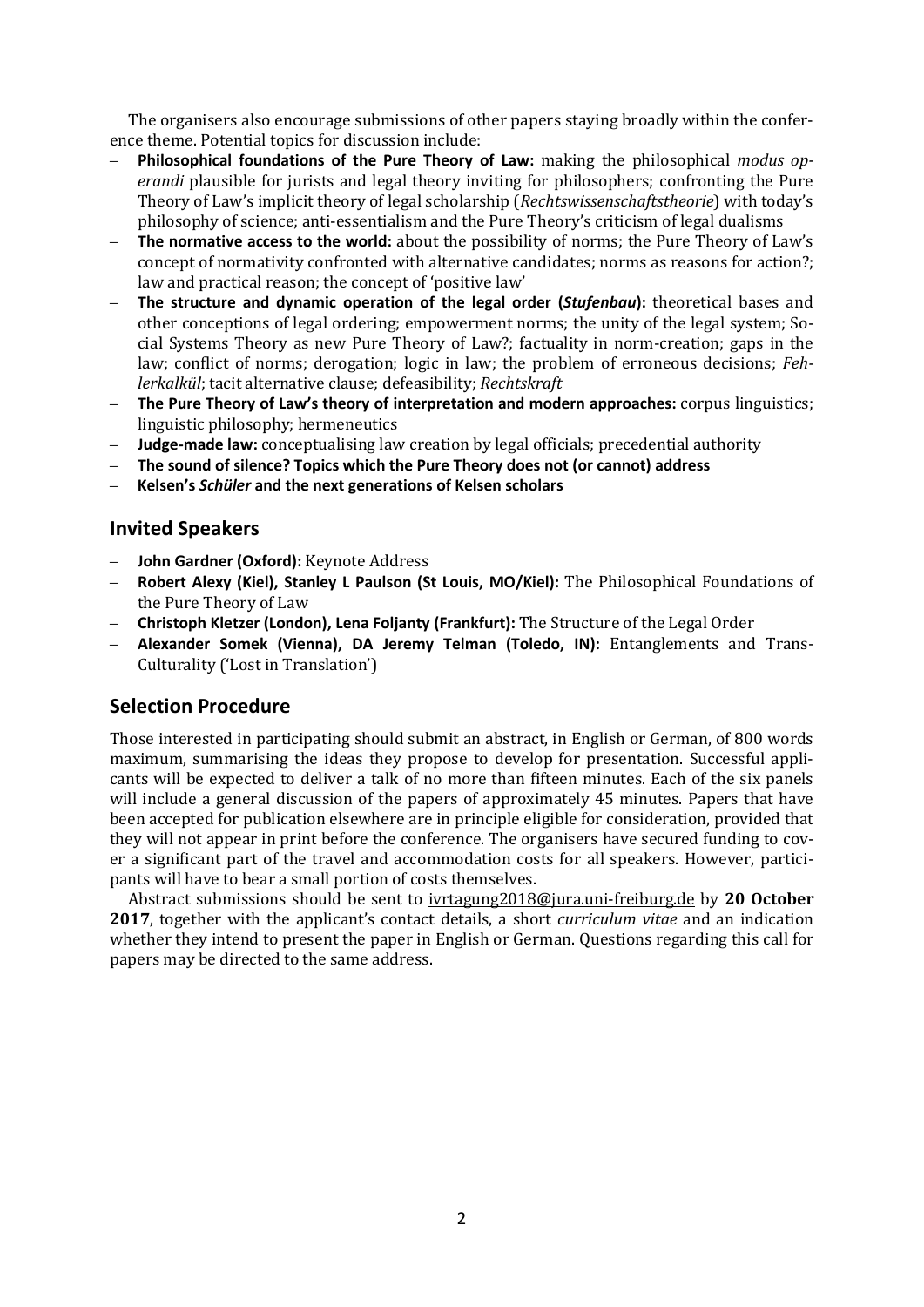The organisers also encourage submissions of other papers staying broadly within the conference theme. Potential topics for discussion include:

- **Philosophical foundations of the Pure Theory of Law:** making the philosophical *modus operandi* plausible for jurists and legal theory inviting for philosophers; confronting the Pure Theory of Law's implicit theory of legal scholarship (*Rechtswissenschaftstheorie*) with today's philosophy of science; anti-essentialism and the Pure Theory's criticism of legal dualisms
- **The normative access to the world:** about the possibility of norms; the Pure Theory of Law's concept of normativity confronted with alternative candidates; norms as reasons for action?; law and practical reason; the concept of 'positive law'
- **The structure and dynamic operation of the legal order (*Stufenbau*):** theoretical bases and other conceptions of legal ordering; empowerment norms; the unity of the legal system; Social Systems Theory as new Pure Theory of Law?; factuality in norm-creation; gaps in the law; conflict of norms; derogation; logic in law; the problem of erroneous decisions; *Fehlerkalkül*; tacit alternative clause; defeasibility; *Rechtskraft*
- **The Pure Theory of Law's theory of interpretation and modern approaches:** corpus linguistics; linguistic philosophy; hermeneutics
- **Judge-made law:** conceptualising law creation by legal officials; precedential authority
- **The sound of silence? Topics which the Pure Theory does not (or cannot) address**
- **Kelsen's *Schüler* and the next generations of Kelsen scholars**

## Invited Speakers

- **John Gardner (Oxford):** Keynote Address
- **Robert Alexy (Kiel), Stanley L Paulson (St Louis, MO/Kiel):** The Philosophical Foundations of the Pure Theory of Law
- **Christoph Kletzer (London), Lena Foljanty (Frankfurt):** The Structure of the Legal Order
- **Alexander Somek (Vienna), DA Jeremy Telman (Toledo, IN):** Entanglements and Trans-Culturality ('Lost in Translation')

## Selection Procedure

Those interested in participating should submit an abstract, in English or German, of 800 words maximum, summarising the ideas they propose to develop for presentation. Successful applicants will be expected to deliver a talk of no more than fifteen minutes. Each of the six panels will include a general discussion of the papers of approximately 45 minutes. Papers that have been accepted for publication elsewhere are in principle eligible for consideration, provided that they will not appear in print before the conference. The organisers have secured funding to cover a significant part of the travel and accommodation costs for all speakers. However, participants will have to bear a small portion of costs themselves.

Abstract submissions should be sent to ivrtagung2018@jura.uni-freiburg.de by **20 October 2017**, together with the applicant's contact details, a short *curriculum vitae* and an indication whether they intend to present the paper in English or German. Questions regarding this call for papers may be directed to the same address.